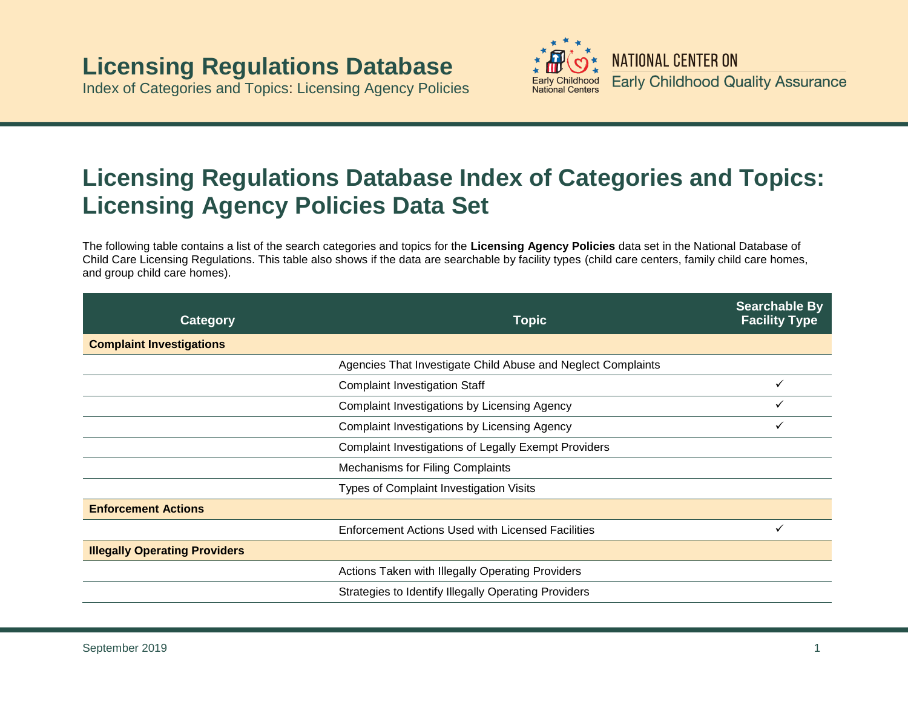# Licensing Regulations Database

Index of Categories and Topics: Licensing Agency Policies

NATIONAL CENTER ON Early Childhood Quality Assurance

Early Childhood National Centers

## Licensing Regulations Database Index of Categories and Topics: Licensing Agency Policies Data Set

The following table contains a list of the search categories and topics for the **Licensing Agency Policies** data set in the National Database of Child Care Licensing Regulations. This table also shows if the data are searchable by facility types (child care centers, family child care homes, and group child care homes).

| Category | Topic | Searchable By Facility Type |
|---|---|---|
| **Complaint Investigations** | | |
| | Agencies That Investigate Child Abuse and Neglect Complaints | |
| | Complaint Investigation Staff | ✓ |
| | Complaint Investigations by Licensing Agency | ✓ |
| | Complaint Investigations by Licensing Agency | ✓ |
| | Complaint Investigations of Legally Exempt Providers | |
| | Mechanisms for Filing Complaints | |
| | Types of Complaint Investigation Visits | |
| **Enforcement Actions** | | |
| | Enforcement Actions Used with Licensed Facilities | ✓ |
| **Illegally Operating Providers** | | |
| | Actions Taken with Illegally Operating Providers | |
| | Strategies to Identify Illegally Operating Providers | |

September 2019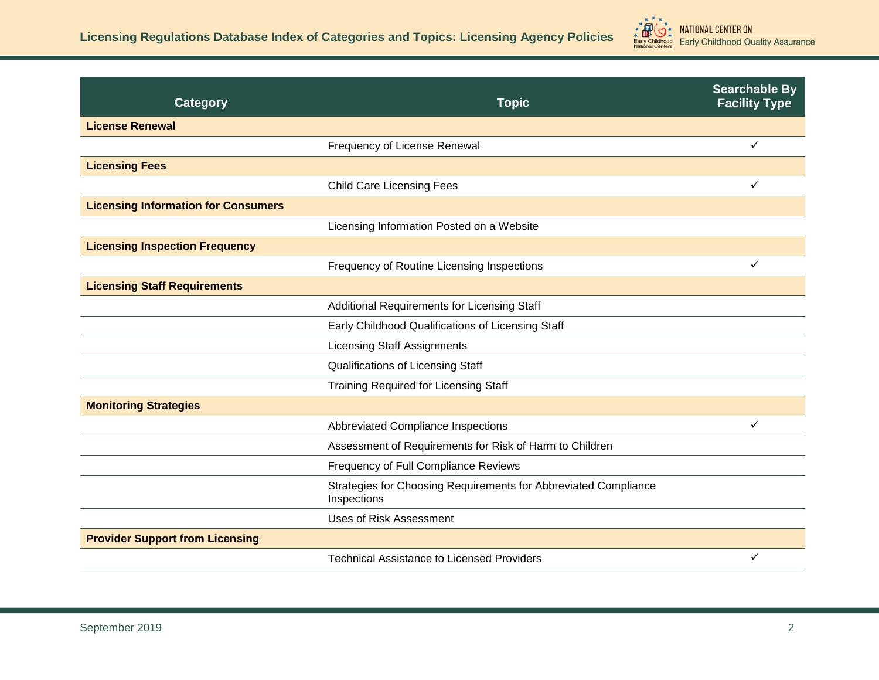| Category | Topic | Searchable By Facility Type |
|---|---|---|
| **License Renewal** | | |
| | Frequency of License Renewal | ✓ |
| **Licensing Fees** | | |
| | Child Care Licensing Fees | ✓ |
| **Licensing Information for Consumers** | | |
| | Licensing Information Posted on a Website | |
| **Licensing Inspection Frequency** | | |
| | Frequency of Routine Licensing Inspections | ✓ |
| **Licensing Staff Requirements** | | |
| | Additional Requirements for Licensing Staff | |
| | Early Childhood Qualifications of Licensing Staff | |
| | Licensing Staff Assignments | |
| | Qualifications of Licensing Staff | |
| | Training Required for Licensing Staff | |
| **Monitoring Strategies** | | |
| | Abbreviated Compliance Inspections | ✓ |
| | Assessment of Requirements for Risk of Harm to Children | |
| | Frequency of Full Compliance Reviews | |
| | Strategies for Choosing Requirements for Abbreviated Compliance Inspections | |
| | Uses of Risk Assessment | |
| **Provider Support from Licensing** | | |
| | Technical Assistance to Licensed Providers | ✓ |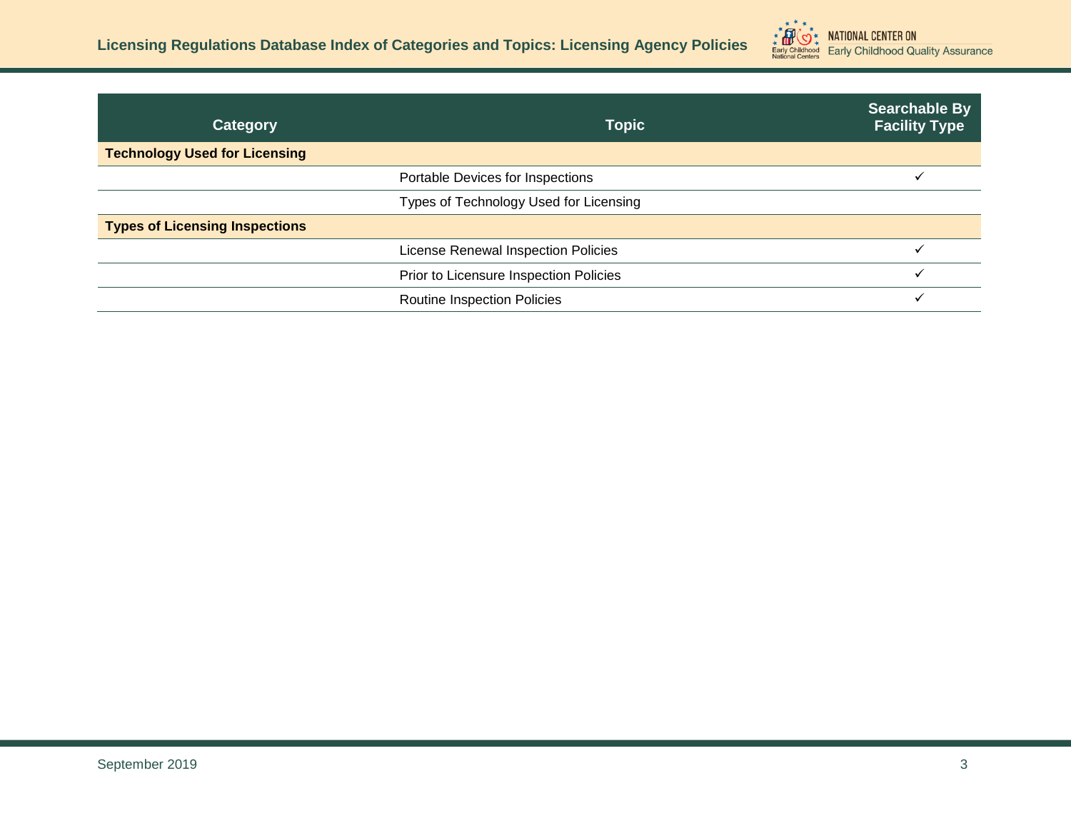| Category | Topic | Searchable By Facility Type |
|---|---|---|
| **Technology Used for Licensing** | | |
| | Portable Devices for Inspections | ✓ |
| | Types of Technology Used for Licensing | |
| **Types of Licensing Inspections** | | |
| | License Renewal Inspection Policies | ✓ |
| | Prior to Licensure Inspection Policies | ✓ |
| | Routine Inspection Policies | ✓ |